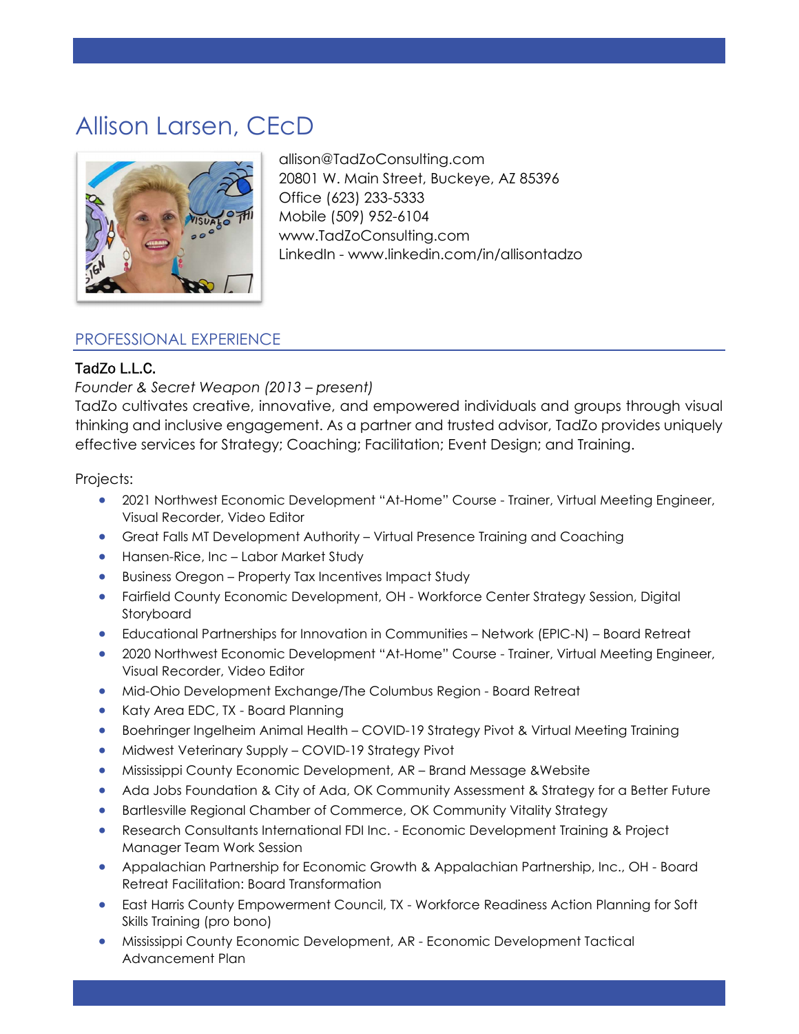# Allison Larsen, CEcD

allison@TadZoConsulting.com
20801 W. Main Street, Buckeye, AZ 85396
Office (623) 233-5333
Mobile (509) 952-6104
www.TadZoConsulting.com
LinkedIn - www.linkedin.com/in/allisontadzo

## PROFESSIONAL EXPERIENCE

### TadZo L.L.C.

*Founder & Secret Weapon (2013 – present)*

TadZo cultivates creative, innovative, and empowered individuals and groups through visual thinking and inclusive engagement. As a partner and trusted advisor, TadZo provides uniquely effective services for Strategy; Coaching; Facilitation; Event Design; and Training.

Projects:

- 2021 Northwest Economic Development "At-Home" Course - Trainer, Virtual Meeting Engineer, Visual Recorder, Video Editor
- Great Falls MT Development Authority – Virtual Presence Training and Coaching
- Hansen-Rice, Inc – Labor Market Study
- Business Oregon – Property Tax Incentives Impact Study
- Fairfield County Economic Development, OH - Workforce Center Strategy Session, Digital Storyboard
- Educational Partnerships for Innovation in Communities – Network (EPIC-N) – Board Retreat
- 2020 Northwest Economic Development "At-Home" Course - Trainer, Virtual Meeting Engineer, Visual Recorder, Video Editor
- Mid-Ohio Development Exchange/The Columbus Region - Board Retreat
- Katy Area EDC, TX - Board Planning
- Boehringer Ingelheim Animal Health – COVID-19 Strategy Pivot & Virtual Meeting Training
- Midwest Veterinary Supply – COVID-19 Strategy Pivot
- Mississippi County Economic Development, AR – Brand Message &Website
- Ada Jobs Foundation & City of Ada, OK Community Assessment & Strategy for a Better Future
- Bartlesville Regional Chamber of Commerce, OK Community Vitality Strategy
- Research Consultants International FDI Inc. - Economic Development Training & Project Manager Team Work Session
- Appalachian Partnership for Economic Growth & Appalachian Partnership, Inc., OH - Board Retreat Facilitation: Board Transformation
- East Harris County Empowerment Council, TX - Workforce Readiness Action Planning for Soft Skills Training (pro bono)
- Mississippi County Economic Development, AR - Economic Development Tactical Advancement Plan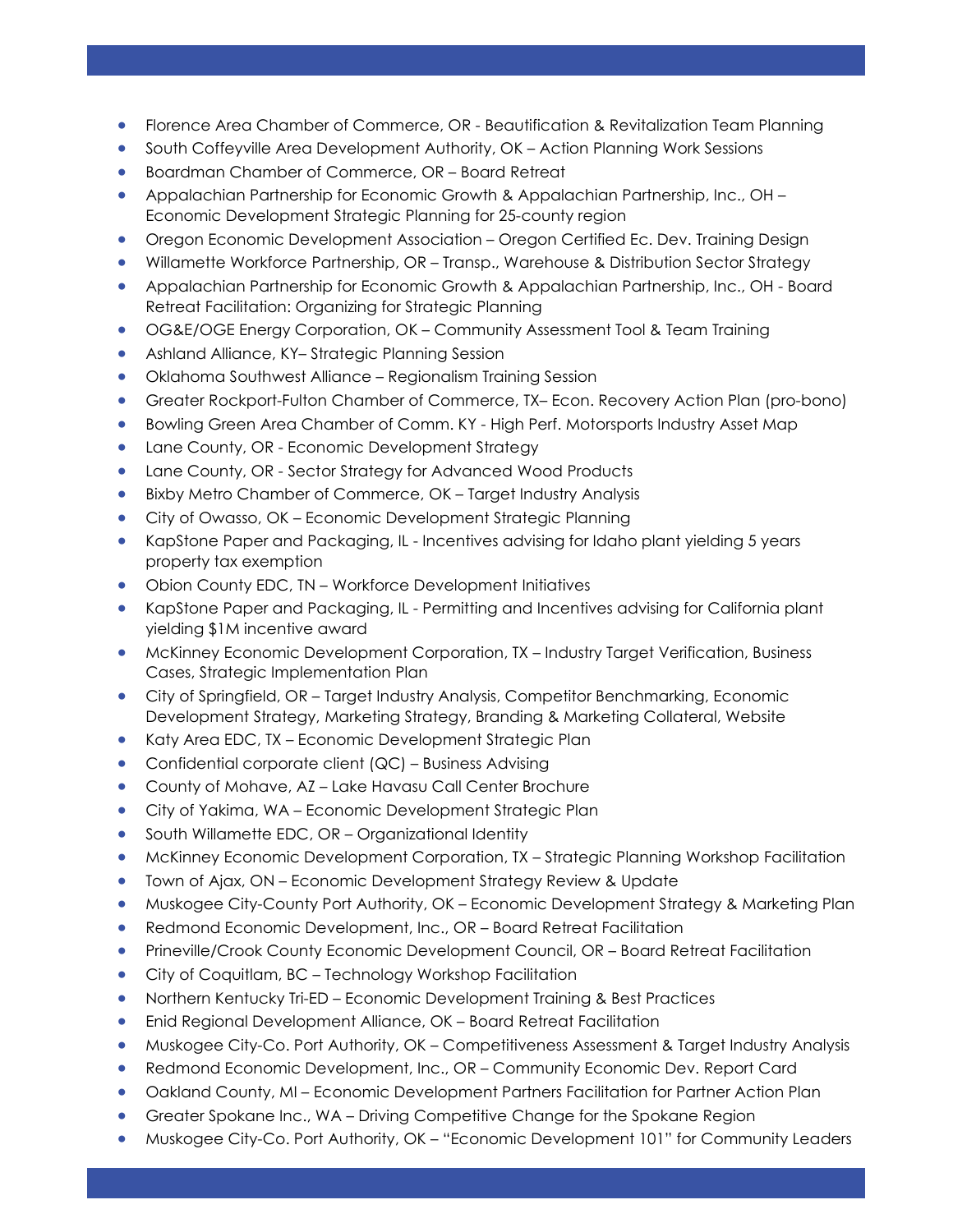- Florence Area Chamber of Commerce, OR - Beautification & Revitalization Team Planning
- South Coffeyville Area Development Authority, OK – Action Planning Work Sessions
- Boardman Chamber of Commerce, OR – Board Retreat
- Appalachian Partnership for Economic Growth & Appalachian Partnership, Inc., OH – Economic Development Strategic Planning for 25-county region
- Oregon Economic Development Association – Oregon Certified Ec. Dev. Training Design
- Willamette Workforce Partnership, OR – Transp., Warehouse & Distribution Sector Strategy
- Appalachian Partnership for Economic Growth & Appalachian Partnership, Inc., OH - Board Retreat Facilitation: Organizing for Strategic Planning
- OG&E/OGE Energy Corporation, OK – Community Assessment Tool & Team Training
- Ashland Alliance, KY– Strategic Planning Session
- Oklahoma Southwest Alliance – Regionalism Training Session
- Greater Rockport-Fulton Chamber of Commerce, TX– Econ. Recovery Action Plan (pro-bono)
- Bowling Green Area Chamber of Comm. KY - High Perf. Motorsports Industry Asset Map
- Lane County, OR - Economic Development Strategy
- Lane County, OR - Sector Strategy for Advanced Wood Products
- Bixby Metro Chamber of Commerce, OK – Target Industry Analysis
- City of Owasso, OK – Economic Development Strategic Planning
- KapStone Paper and Packaging, IL - Incentives advising for Idaho plant yielding 5 years property tax exemption
- Obion County EDC, TN – Workforce Development Initiatives
- KapStone Paper and Packaging, IL - Permitting and Incentives advising for California plant yielding $1M incentive award
- McKinney Economic Development Corporation, TX – Industry Target Verification, Business Cases, Strategic Implementation Plan
- City of Springfield, OR – Target Industry Analysis, Competitor Benchmarking, Economic Development Strategy, Marketing Strategy, Branding & Marketing Collateral, Website
- Katy Area EDC, TX – Economic Development Strategic Plan
- Confidential corporate client (QC) – Business Advising
- County of Mohave, AZ – Lake Havasu Call Center Brochure
- City of Yakima, WA – Economic Development Strategic Plan
- South Willamette EDC, OR – Organizational Identity
- McKinney Economic Development Corporation, TX – Strategic Planning Workshop Facilitation
- Town of Ajax, ON – Economic Development Strategy Review & Update
- Muskogee City-County Port Authority, OK – Economic Development Strategy & Marketing Plan
- Redmond Economic Development, Inc., OR – Board Retreat Facilitation
- Prineville/Crook County Economic Development Council, OR – Board Retreat Facilitation
- City of Coquitlam, BC – Technology Workshop Facilitation
- Northern Kentucky Tri-ED – Economic Development Training & Best Practices
- Enid Regional Development Alliance, OK – Board Retreat Facilitation
- Muskogee City-Co. Port Authority, OK – Competitiveness Assessment & Target Industry Analysis
- Redmond Economic Development, Inc., OR – Community Economic Dev. Report Card
- Oakland County, MI – Economic Development Partners Facilitation for Partner Action Plan
- Greater Spokane Inc., WA – Driving Competitive Change for the Spokane Region
- Muskogee City-Co. Port Authority, OK – "Economic Development 101" for Community Leaders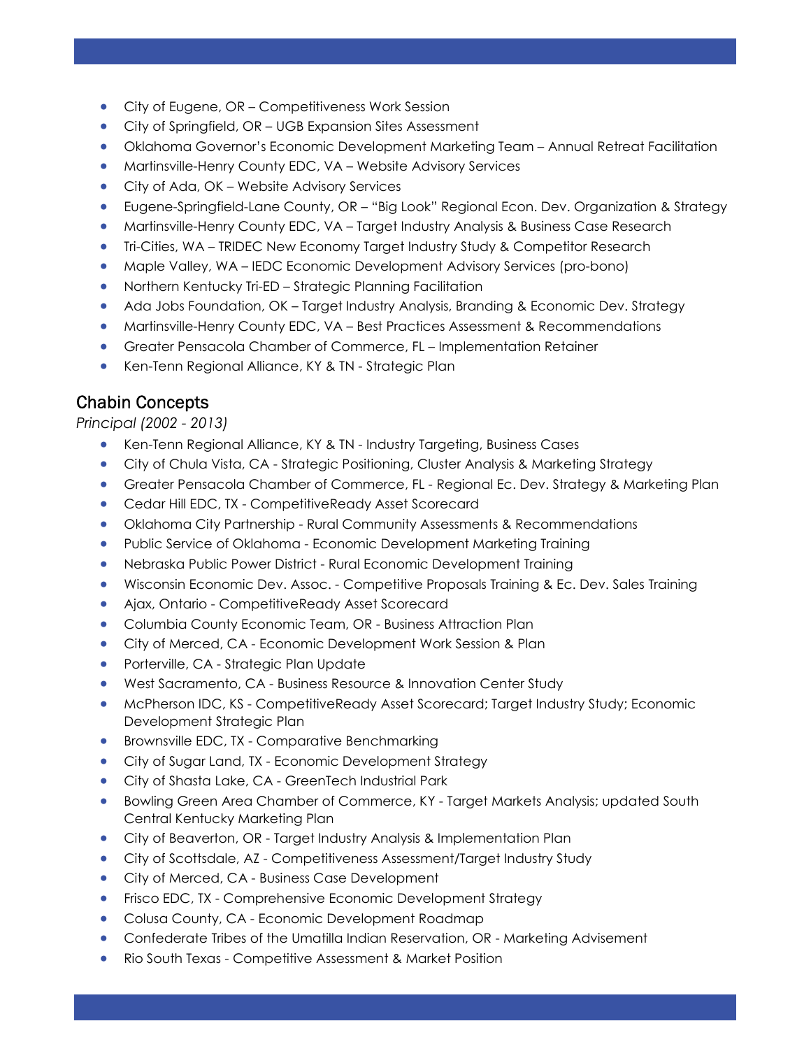- City of Eugene, OR – Competitiveness Work Session
- City of Springfield, OR – UGB Expansion Sites Assessment
- Oklahoma Governor's Economic Development Marketing Team – Annual Retreat Facilitation
- Martinsville-Henry County EDC, VA – Website Advisory Services
- City of Ada, OK – Website Advisory Services
- Eugene-Springfield-Lane County, OR – "Big Look" Regional Econ. Dev. Organization & Strategy
- Martinsville-Henry County EDC, VA – Target Industry Analysis & Business Case Research
- Tri-Cities, WA – TRIDEC New Economy Target Industry Study & Competitor Research
- Maple Valley, WA – IEDC Economic Development Advisory Services (pro-bono)
- Northern Kentucky Tri-ED – Strategic Planning Facilitation
- Ada Jobs Foundation, OK – Target Industry Analysis, Branding & Economic Dev. Strategy
- Martinsville-Henry County EDC, VA – Best Practices Assessment & Recommendations
- Greater Pensacola Chamber of Commerce, FL – Implementation Retainer
- Ken-Tenn Regional Alliance, KY & TN - Strategic Plan

## Chabin Concepts

*Principal (2002 - 2013)*

- Ken-Tenn Regional Alliance, KY & TN - Industry Targeting, Business Cases
- City of Chula Vista, CA - Strategic Positioning, Cluster Analysis & Marketing Strategy
- Greater Pensacola Chamber of Commerce, FL - Regional Ec. Dev. Strategy & Marketing Plan
- Cedar Hill EDC, TX - CompetitiveReady Asset Scorecard
- Oklahoma City Partnership - Rural Community Assessments & Recommendations
- Public Service of Oklahoma - Economic Development Marketing Training
- Nebraska Public Power District - Rural Economic Development Training
- Wisconsin Economic Dev. Assoc. - Competitive Proposals Training & Ec. Dev. Sales Training
- Ajax, Ontario - CompetitiveReady Asset Scorecard
- Columbia County Economic Team, OR - Business Attraction Plan
- City of Merced, CA - Economic Development Work Session & Plan
- Porterville, CA - Strategic Plan Update
- West Sacramento, CA - Business Resource & Innovation Center Study
- McPherson IDC, KS - CompetitiveReady Asset Scorecard; Target Industry Study; Economic Development Strategic Plan
- Brownsville EDC, TX - Comparative Benchmarking
- City of Sugar Land, TX - Economic Development Strategy
- City of Shasta Lake, CA - GreenTech Industrial Park
- Bowling Green Area Chamber of Commerce, KY - Target Markets Analysis; updated South Central Kentucky Marketing Plan
- City of Beaverton, OR - Target Industry Analysis & Implementation Plan
- City of Scottsdale, AZ - Competitiveness Assessment/Target Industry Study
- City of Merced, CA - Business Case Development
- Frisco EDC, TX - Comprehensive Economic Development Strategy
- Colusa County, CA - Economic Development Roadmap
- Confederate Tribes of the Umatilla Indian Reservation, OR - Marketing Advisement
- Rio South Texas - Competitive Assessment & Market Position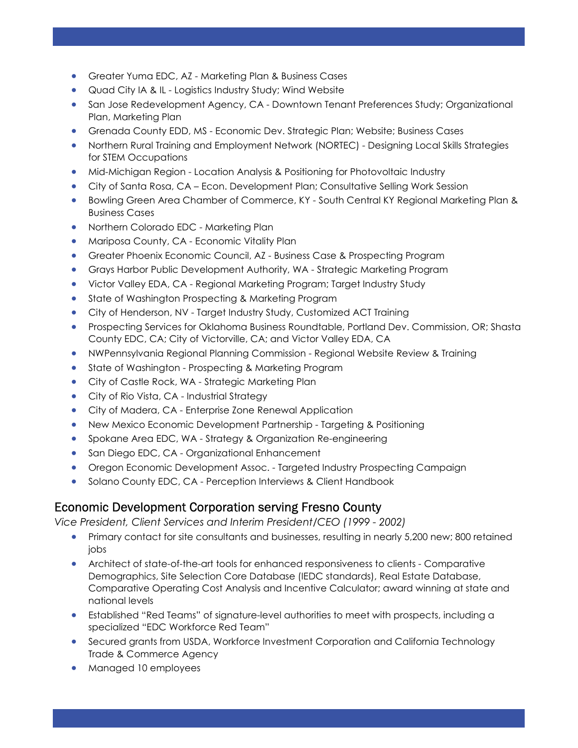- Greater Yuma EDC, AZ - Marketing Plan & Business Cases
- Quad City IA & IL - Logistics Industry Study; Wind Website
- San Jose Redevelopment Agency, CA - Downtown Tenant Preferences Study; Organizational Plan, Marketing Plan
- Grenada County EDD, MS - Economic Dev. Strategic Plan; Website; Business Cases
- Northern Rural Training and Employment Network (NORTEC) - Designing Local Skills Strategies for STEM Occupations
- Mid-Michigan Region - Location Analysis & Positioning for Photovoltaic Industry
- City of Santa Rosa, CA – Econ. Development Plan; Consultative Selling Work Session
- Bowling Green Area Chamber of Commerce, KY - South Central KY Regional Marketing Plan & Business Cases
- Northern Colorado EDC - Marketing Plan
- Mariposa County, CA - Economic Vitality Plan
- Greater Phoenix Economic Council, AZ - Business Case & Prospecting Program
- Grays Harbor Public Development Authority, WA - Strategic Marketing Program
- Victor Valley EDA, CA - Regional Marketing Program; Target Industry Study
- State of Washington Prospecting & Marketing Program
- City of Henderson, NV - Target Industry Study, Customized ACT Training
- Prospecting Services for Oklahoma Business Roundtable, Portland Dev. Commission, OR; Shasta County EDC, CA; City of Victorville, CA; and Victor Valley EDA, CA
- NWPennsylvania Regional Planning Commission - Regional Website Review & Training
- State of Washington - Prospecting & Marketing Program
- City of Castle Rock, WA - Strategic Marketing Plan
- City of Rio Vista, CA - Industrial Strategy
- City of Madera, CA - Enterprise Zone Renewal Application
- New Mexico Economic Development Partnership - Targeting & Positioning
- Spokane Area EDC, WA - Strategy & Organization Re-engineering
- San Diego EDC, CA - Organizational Enhancement
- Oregon Economic Development Assoc. - Targeted Industry Prospecting Campaign
- Solano County EDC, CA - Perception Interviews & Client Handbook

## Economic Development Corporation serving Fresno County

*Vice President, Client Services and Interim President/CEO (1999 - 2002)*

- Primary contact for site consultants and businesses, resulting in nearly 5,200 new; 800 retained jobs
- Architect of state-of-the-art tools for enhanced responsiveness to clients - Comparative Demographics, Site Selection Core Database (IEDC standards), Real Estate Database, Comparative Operating Cost Analysis and Incentive Calculator; award winning at state and national levels
- Established "Red Teams" of signature-level authorities to meet with prospects, including a specialized "EDC Workforce Red Team"
- Secured grants from USDA, Workforce Investment Corporation and California Technology Trade & Commerce Agency
- Managed 10 employees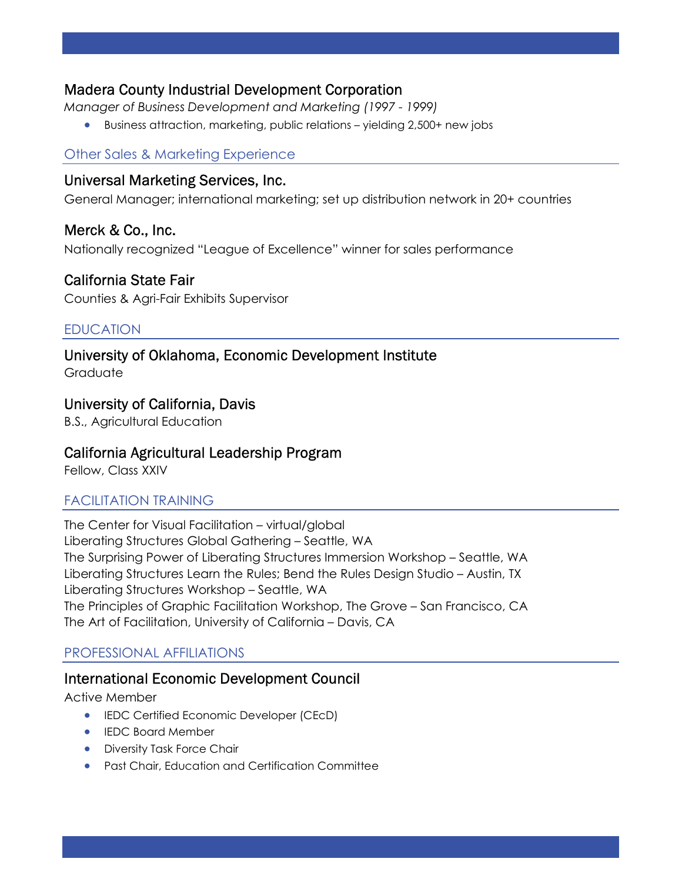### Madera County Industrial Development Corporation

*Manager of Business Development and Marketing (1997 - 1999)*

- Business attraction, marketing, public relations – yielding 2,500+ new jobs

## Other Sales & Marketing Experience

### Universal Marketing Services, Inc.

General Manager; international marketing; set up distribution network in 20+ countries

### Merck & Co., Inc.

Nationally recognized "League of Excellence" winner for sales performance

### California State Fair

Counties & Agri-Fair Exhibits Supervisor

## EDUCATION

### University of Oklahoma, Economic Development Institute

Graduate

### University of California, Davis

B.S., Agricultural Education

### California Agricultural Leadership Program

Fellow, Class XXIV

## FACILITATION TRAINING

The Center for Visual Facilitation – virtual/global
Liberating Structures Global Gathering – Seattle, WA
The Surprising Power of Liberating Structures Immersion Workshop – Seattle, WA
Liberating Structures Learn the Rules; Bend the Rules Design Studio – Austin, TX
Liberating Structures Workshop – Seattle, WA
The Principles of Graphic Facilitation Workshop, The Grove – San Francisco, CA
The Art of Facilitation, University of California – Davis, CA

## PROFESSIONAL AFFILIATIONS

### International Economic Development Council

Active Member

- IEDC Certified Economic Developer (CEcD)
- IEDC Board Member
- Diversity Task Force Chair
- Past Chair, Education and Certification Committee